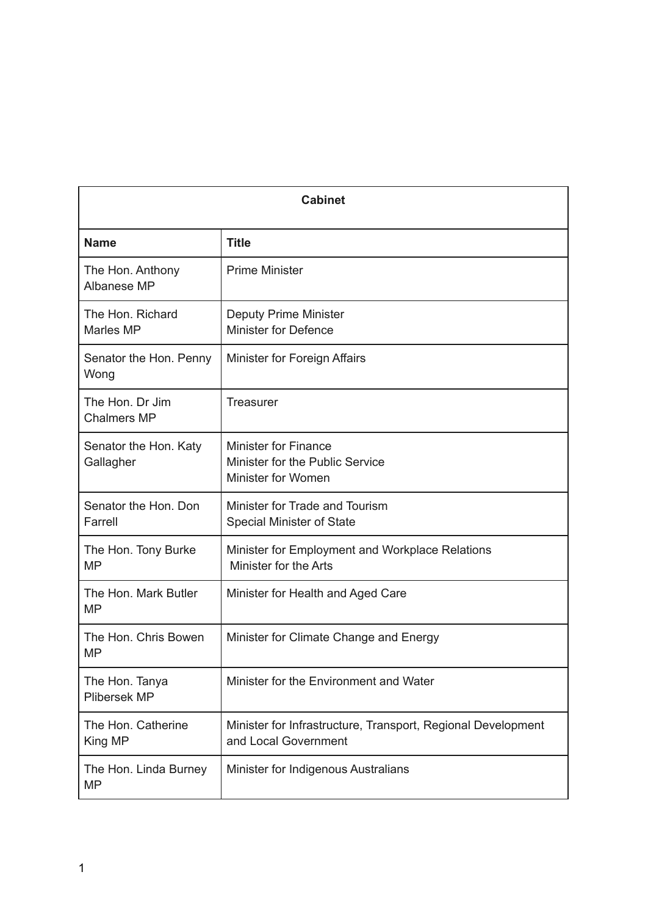| Cabinet | |
|---|---|
| **Name** | **Title** |
| The Hon. Anthony Albanese MP | Prime Minister |
| The Hon. Richard Marles MP | Deputy Prime Minister<br>Minister for Defence |
| Senator the Hon. Penny Wong | Minister for Foreign Affairs |
| The Hon. Dr Jim Chalmers MP | Treasurer |
| Senator the Hon. Katy Gallagher | Minister for Finance<br>Minister for the Public Service<br>Minister for Women |
| Senator the Hon. Don Farrell | Minister for Trade and Tourism<br>Special Minister of State |
| The Hon. Tony Burke MP | Minister for Employment and Workplace Relations<br>Minister for the Arts |
| The Hon. Mark Butler MP | Minister for Health and Aged Care |
| The Hon. Chris Bowen MP | Minister for Climate Change and Energy |
| The Hon. Tanya Plibersek MP | Minister for the Environment and Water |
| The Hon. Catherine King MP | Minister for Infrastructure, Transport, Regional Development and Local Government |
| The Hon. Linda Burney MP | Minister for Indigenous Australians |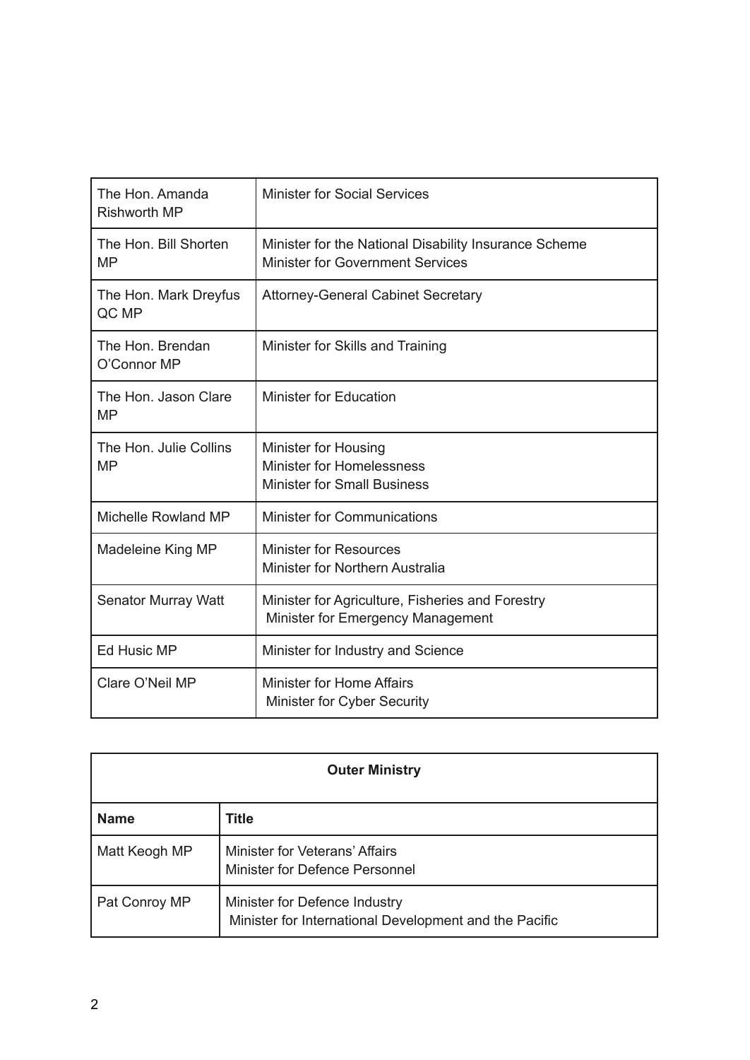| | |
|---|---|
| The Hon. Amanda Rishworth MP | Minister for Social Services |
| The Hon. Bill Shorten MP | Minister for the National Disability Insurance Scheme<br>Minister for Government Services |
| The Hon. Mark Dreyfus QC MP | Attorney-General Cabinet Secretary |
| The Hon. Brendan O'Connor MP | Minister for Skills and Training |
| The Hon. Jason Clare MP | Minister for Education |
| The Hon. Julie Collins MP | Minister for Housing<br>Minister for Homelessness<br>Minister for Small Business |
| Michelle Rowland MP | Minister for Communications |
| Madeleine King MP | Minister for Resources<br>Minister for Northern Australia |
| Senator Murray Watt | Minister for Agriculture, Fisheries and Forestry<br>Minister for Emergency Management |
| Ed Husic MP | Minister for Industry and Science |
| Clare O'Neil MP | Minister for Home Affairs<br>Minister for Cyber Security |

| **Outer Ministry** | |
|---|---|
| **Name** | **Title** |
| Matt Keogh MP | Minister for Veterans' Affairs<br>Minister for Defence Personnel |
| Pat Conroy MP | Minister for Defence Industry<br>Minister for International Development and the Pacific |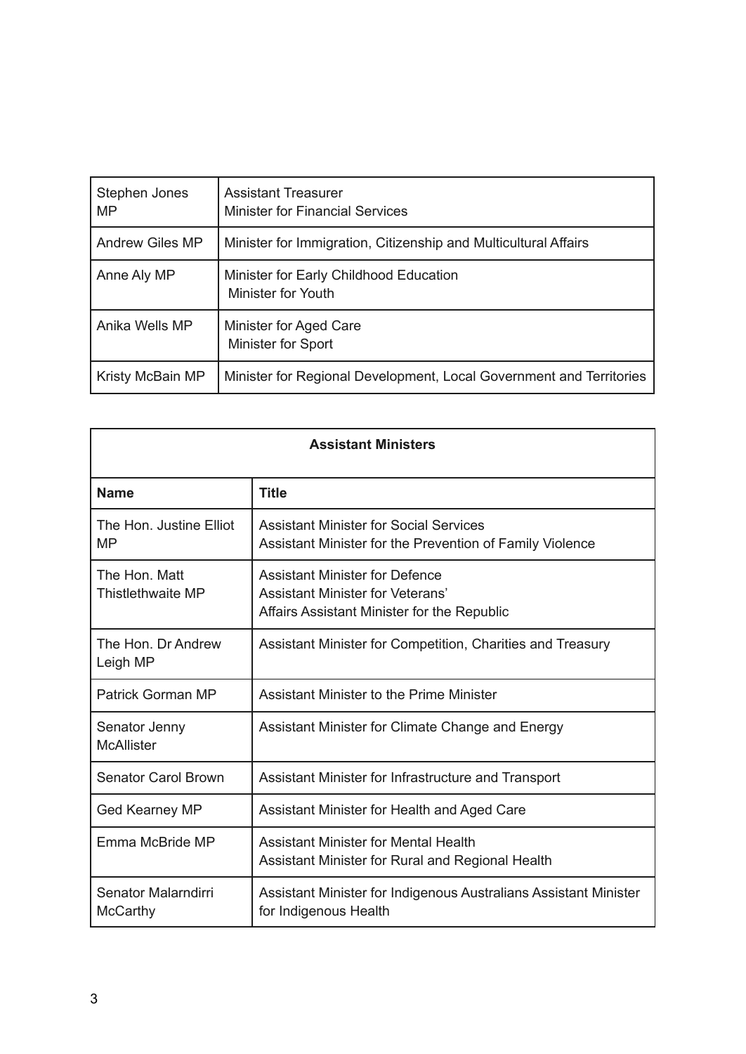| | |
|---|---|
| Stephen Jones MP | Assistant Treasurer<br>Minister for Financial Services |
| Andrew Giles MP | Minister for Immigration, Citizenship and Multicultural Affairs |
| Anne Aly MP | Minister for Early Childhood Education<br>Minister for Youth |
| Anika Wells MP | Minister for Aged Care<br>Minister for Sport |
| Kristy McBain MP | Minister for Regional Development, Local Government and Territories |

| **Assistant Ministers** | |
|---|---|
| **Name** | **Title** |
| The Hon. Justine Elliot MP | Assistant Minister for Social Services<br>Assistant Minister for the Prevention of Family Violence |
| The Hon. Matt Thistlethwaite MP | Assistant Minister for Defence<br>Assistant Minister for Veterans'<br>Affairs Assistant Minister for the Republic |
| The Hon. Dr Andrew Leigh MP | Assistant Minister for Competition, Charities and Treasury |
| Patrick Gorman MP | Assistant Minister to the Prime Minister |
| Senator Jenny McAllister | Assistant Minister for Climate Change and Energy |
| Senator Carol Brown | Assistant Minister for Infrastructure and Transport |
| Ged Kearney MP | Assistant Minister for Health and Aged Care |
| Emma McBride MP | Assistant Minister for Mental Health<br>Assistant Minister for Rural and Regional Health |
| Senator Malarndirri McCarthy | Assistant Minister for Indigenous Australians Assistant Minister for Indigenous Health |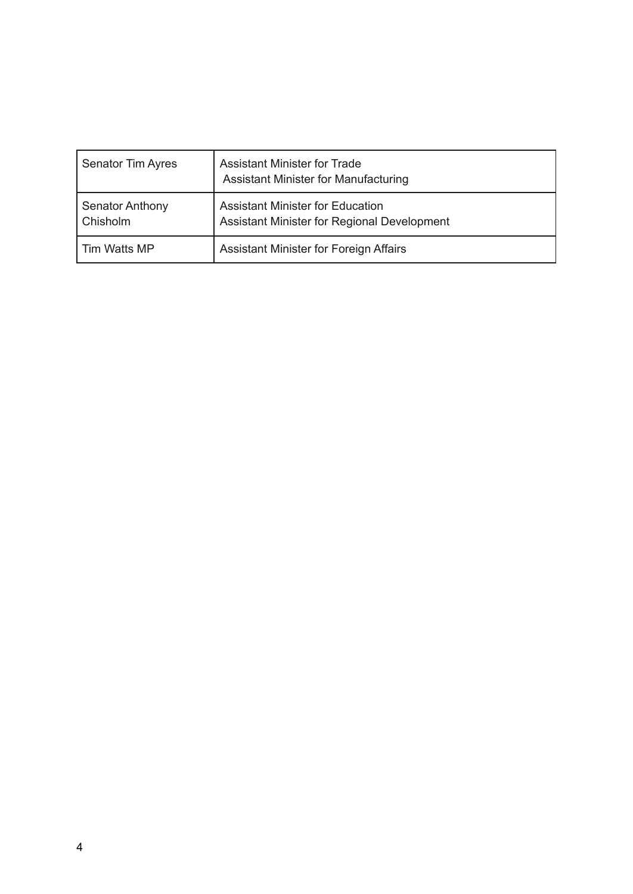| | |
|---|---|
| Senator Tim Ayres | Assistant Minister for Trade<br>Assistant Minister for Manufacturing |
| Senator Anthony Chisholm | Assistant Minister for Education<br>Assistant Minister for Regional Development |
| Tim Watts MP | Assistant Minister for Foreign Affairs |